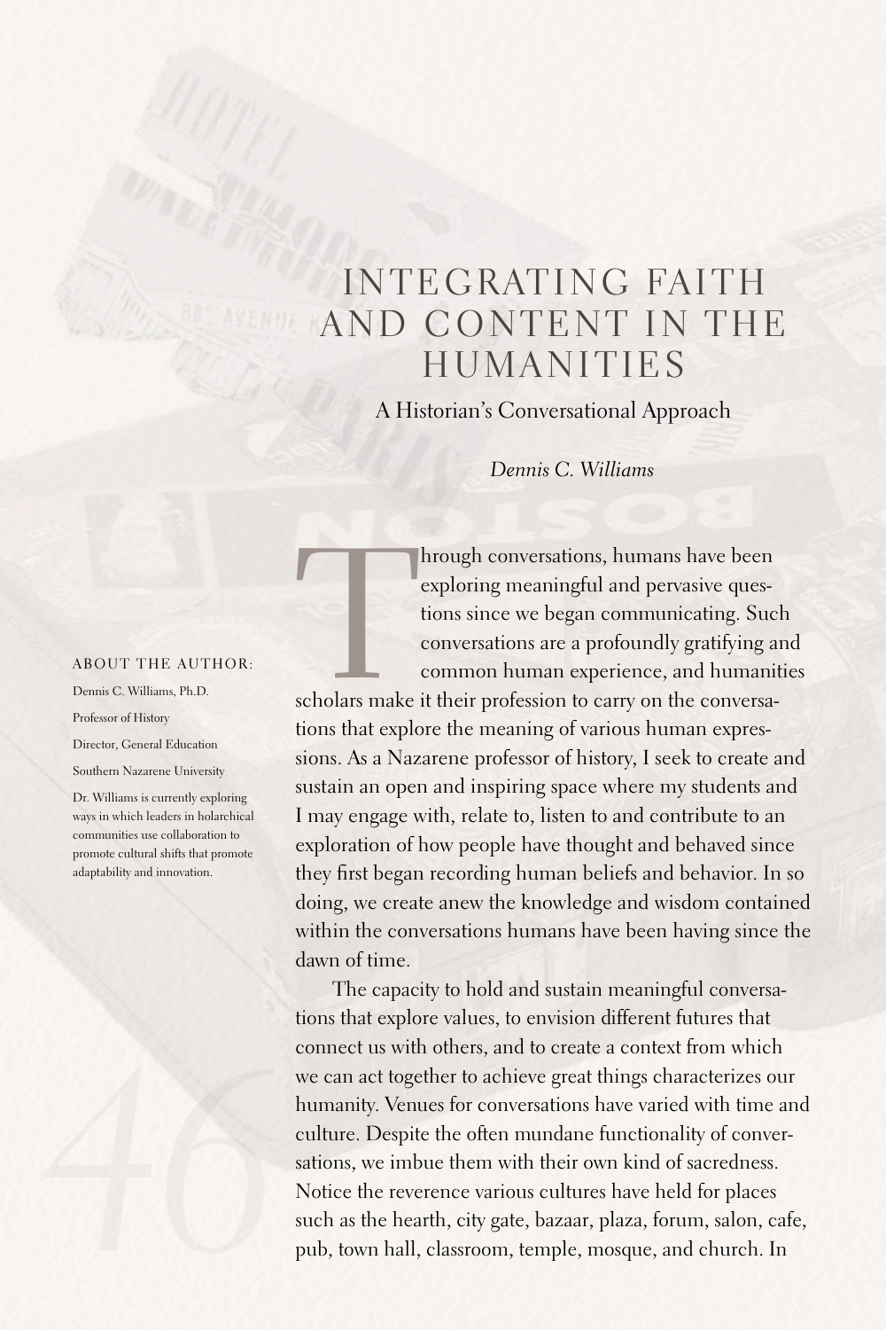# INTEGRATING FAITH AND CONTENT IN THE HUMANITIES

## A Historian's Conversational Approach

*Dennis C. Williams*

ABOUT THE AUTHOR:

Dennis C. Williams, Ph.D.

Professor of History

Director, General Education

Southern Nazarene University

Dr. Williams is currently exploring ways in which leaders in holarchical communities use collaboration to promote cultural shifts that promote adaptability and innovation.

Through conversations, humans have been exploring meaningful and pervasive questions since we began communicating. Such conversations are a profoundly gratifying and common human experience, and humanities scholars make it their profession to carry on the conversations that explore the meaning of various human expressions. As a Nazarene professor of history, I seek to create and sustain an open and inspiring space where my students and I may engage with, relate to, listen to and contribute to an exploration of how people have thought and behaved since they first began recording human beliefs and behavior. In so doing, we create anew the knowledge and wisdom contained within the conversations humans have been having since the dawn of time.

The capacity to hold and sustain meaningful conversations that explore values, to envision different futures that connect us with others, and to create a context from which we can act together to achieve great things characterizes our humanity. Venues for conversations have varied with time and culture. Despite the often mundane functionality of conversations, we imbue them with their own kind of sacredness. Notice the reverence various cultures have held for places such as the hearth, city gate, bazaar, plaza, forum, salon, cafe, pub, town hall, classroom, temple, mosque, and church. In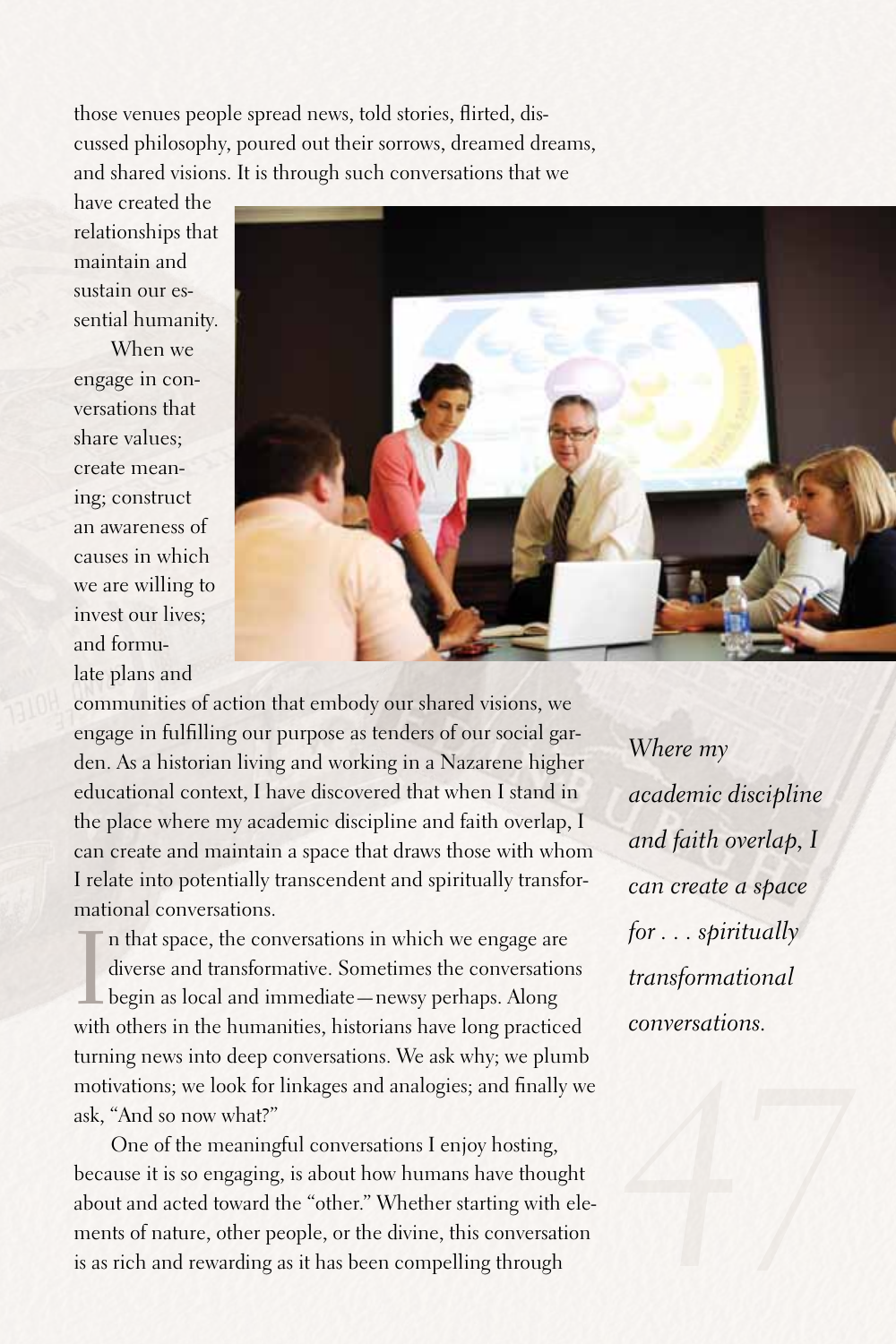those venues people spread news, told stories, flirted, discussed philosophy, poured out their sorrows, dreamed dreams, and shared visions. It is through such conversations that we have created the relationships that maintain and sustain our essential humanity.

When we engage in conversations that share values; create meaning; construct an awareness of causes in which we are willing to invest our lives; and formulate plans and communities of action that embody our shared visions, we engage in fulfilling our purpose as tenders of our social garden. As a historian living and working in a Nazarene higher educational context, I have discovered that when I stand in the place where my academic discipline and faith overlap, I can create and maintain a space that draws those with whom I relate into potentially transcendent and spiritually transformational conversations.

*Where my academic discipline and faith overlap, I can create a space for . . . spiritually transformational conversations.*

In that space, the conversations in which we engage are diverse and transformative. Sometimes the conversations begin as local and immediate—newsy perhaps. Along with others in the humanities, historians have long practiced turning news into deep conversations. We ask why; we plumb motivations; we look for linkages and analogies; and finally we ask, "And so now what?"

One of the meaningful conversations I enjoy hosting, because it is so engaging, is about how humans have thought about and acted toward the "other." Whether starting with elements of nature, other people, or the divine, this conversation is as rich and rewarding as it has been compelling through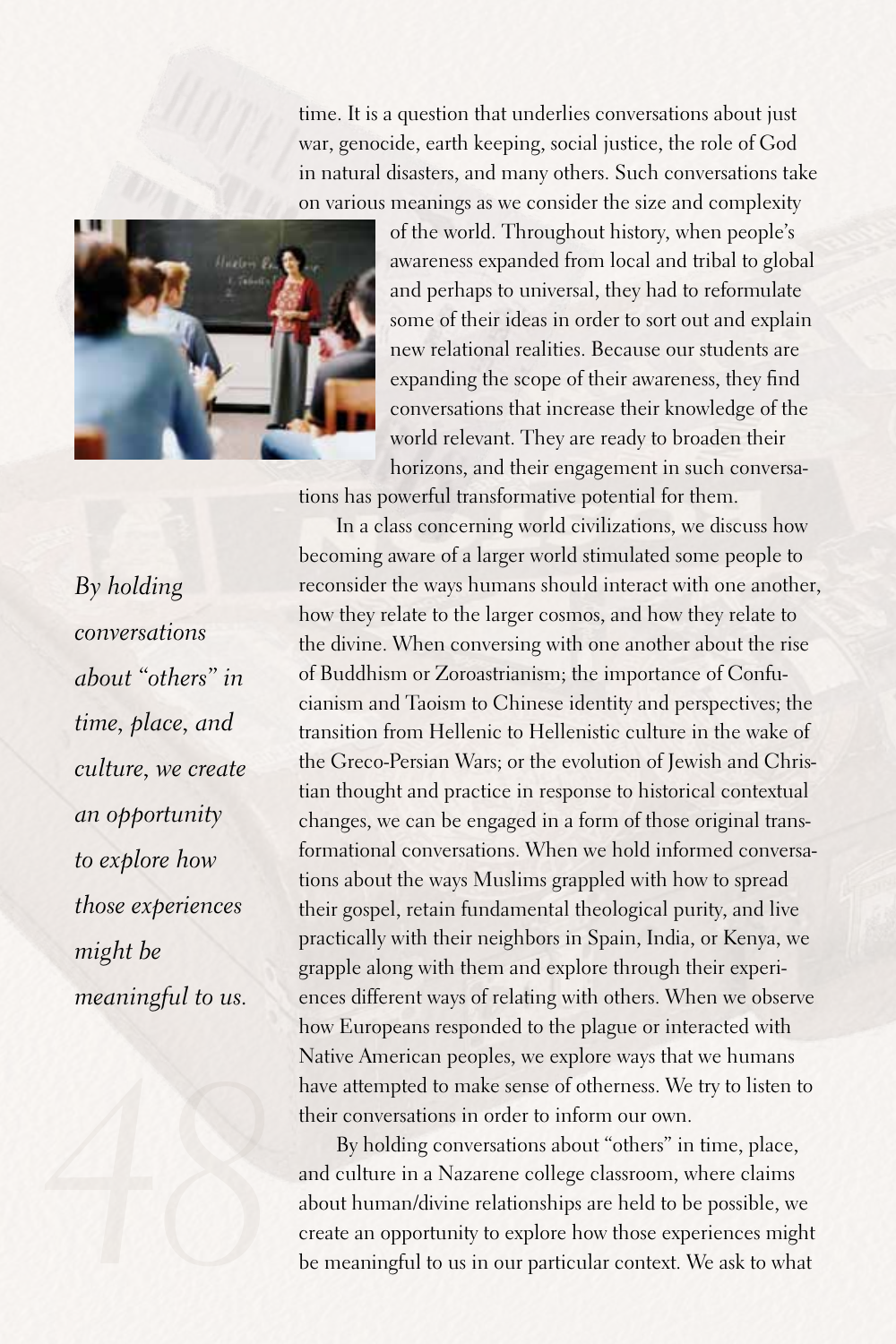time. It is a question that underlies conversations about just war, genocide, earth keeping, social justice, the role of God in natural disasters, and many others. Such conversations take on various meanings as we consider the size and complexity of the world. Throughout history, when people's awareness expanded from local and tribal to global and perhaps to universal, they had to reformulate some of their ideas in order to sort out and explain new relational realities. Because our students are expanding the scope of their awareness, they find conversations that increase their knowledge of the world relevant. They are ready to broaden their horizons, and their engagement in such conversations has powerful transformative potential for them.

*By holding conversations about "others" in time, place, and culture, we create an opportunity to explore how those experiences might be meaningful to us.*

In a class concerning world civilizations, we discuss how becoming aware of a larger world stimulated some people to reconsider the ways humans should interact with one another, how they relate to the larger cosmos, and how they relate to the divine. When conversing with one another about the rise of Buddhism or Zoroastrianism; the importance of Confucianism and Taoism to Chinese identity and perspectives; the transition from Hellenic to Hellenistic culture in the wake of the Greco-Persian Wars; or the evolution of Jewish and Christian thought and practice in response to historical contextual changes, we can be engaged in a form of those original transformational conversations. When we hold informed conversations about the ways Muslims grappled with how to spread their gospel, retain fundamental theological purity, and live practically with their neighbors in Spain, India, or Kenya, we grapple along with them and explore through their experiences different ways of relating with others. When we observe how Europeans responded to the plague or interacted with Native American peoples, we explore ways that we humans have attempted to make sense of otherness. We try to listen to their conversations in order to inform our own.

By holding conversations about "others" in time, place, and culture in a Nazarene college classroom, where claims about human/divine relationships are held to be possible, we create an opportunity to explore how those experiences might be meaningful to us in our particular context. We ask to what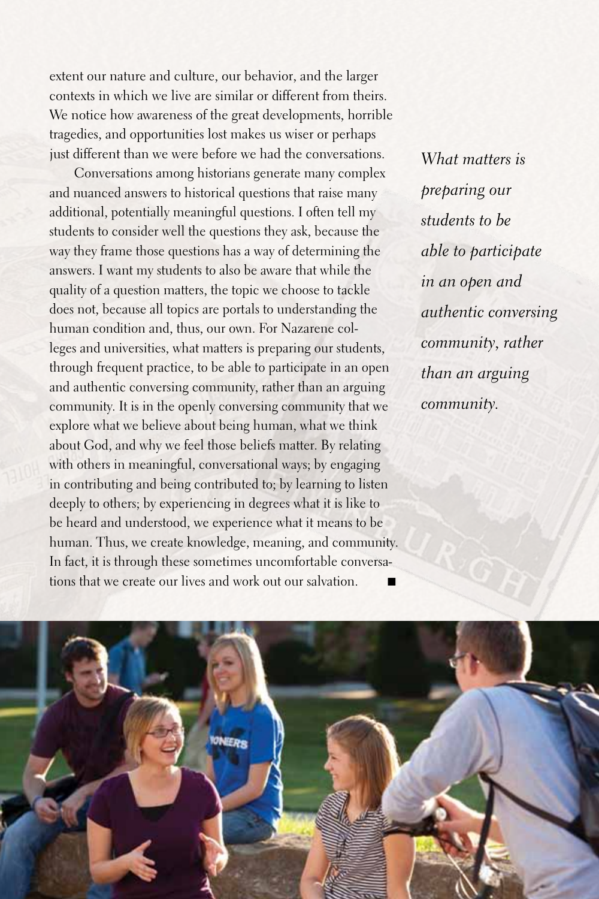extent our nature and culture, our behavior, and the larger contexts in which we live are similar or different from theirs. We notice how awareness of the great developments, horrible tragedies, and opportunities lost makes us wiser or perhaps just different than we were before we had the conversations.

Conversations among historians generate many complex and nuanced answers to historical questions that raise many additional, potentially meaningful questions. I often tell my students to consider well the questions they ask, because the way they frame those questions has a way of determining the answers. I want my students to also be aware that while the quality of a question matters, the topic we choose to tackle does not, because all topics are portals to understanding the human condition and, thus, our own. For Nazarene colleges and universities, what matters is preparing our students, through frequent practice, to be able to participate in an open and authentic conversing community, rather than an arguing community. It is in the openly conversing community that we explore what we believe about being human, what we think about God, and why we feel those beliefs matter. By relating with others in meaningful, conversational ways; by engaging in contributing and being contributed to; by learning to listen deeply to others; by experiencing in degrees what it is like to be heard and understood, we experience what it means to be human. Thus, we create knowledge, meaning, and community. In fact, it is through these sometimes uncomfortable conversations that we create our lives and work out our salvation. ■

*What matters is preparing our students to be able to participate in an open and authentic conversing community, rather than an arguing community.*